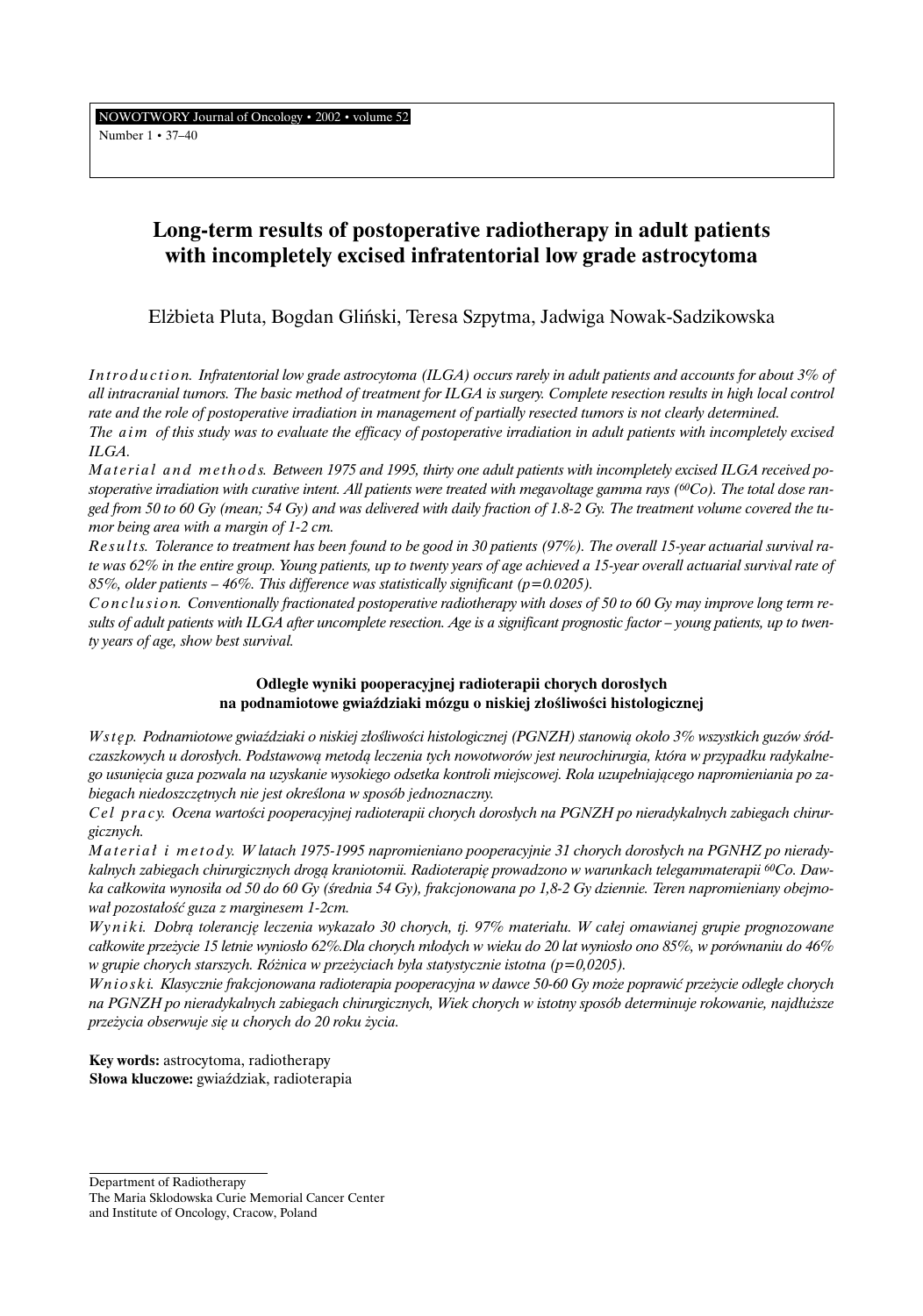# Long-term results of postoperative radiotherapy in adult patients with incompletely excised infratentorial low grade astrocytoma

Elżbieta Pluta, Bogdan Gliński, Teresa Szpytma, Jadwiga Nowak-Sadzikowska

*Introduction. Infratentorial low grade astrocytoma (ILGA) occurs rarely in adult patients and accounts for about 3% of all intracranial tumors. The basic method of treatment for ILGA is surgery. Complete resection results in high local control rate and the role of postoperative irradiation in management of partially resected tumors is not clearly determined.*
*The aim of this study was to evaluate the efficacy of postoperative irradiation in adult patients with incompletely excised ILGA.*
*Material and methods. Between 1975 and 1995, thirty one adult patients with incompletely excised ILGA received postoperative irradiation with curative intent. All patients were treated with megavoltage gamma rays ($^{60}Co$). The total dose ranged from 50 to 60 Gy (mean; 54 Gy) and was delivered with daily fraction of 1.8-2 Gy. The treatment volume covered the tumor being area with a margin of 1-2 cm.*
*Results. Tolerance to treatment has been found to be good in 30 patients (97%). The overall 15-year actuarial survival rate was 62% in the entire group. Young patients, up to twenty years of age achieved a 15-year overall actuarial survival rate of 85%, older patients – 46%. This difference was statistically significant ($p=0.0205$).*
*Conclusion. Conventionally fractionated postoperative radiotherapy with doses of 50 to 60 Gy may improve long term results of adult patients with ILGA after uncomplete resection. Age is a significant prognostic factor – young patients, up to twenty years of age, show best survival.*

## Odległe wyniki pooperacyjnej radioterapii chorych dorosłych na podnamiotowe gwiaździaki mózgu o niskiej złośliwości histologicznej

*Wstęp. Podnamiotowe gwiaździaki o niskiej złośliwości histologicznej (PGNZH) stanowią około 3% wszystkich guzów śródczaszkowych u dorosłych. Podstawową metodą leczenia tych nowotworów jest neurochirurgia, która w przypadku radykalnego usunięcia guza pozwala na uzyskanie wysokiego odsetka kontroli miejscowej. Rola uzupełniającego napromieniania po zabiegach niedoszczętnych nie jest określona w sposób jednoznaczny.*
*Cel pracy. Ocena wartości pooperacyjnej radioterapii chorych dorosłych na PGNZH po nieradykalnych zabiegach chirurgicznych.*
*Materiał i metody. W latach 1975-1995 napromieniano pooperacyjnie 31 chorych dorosłych na PGNHZ po nieradykalnych zabiegach chirurgicznych drogą kraniotomii. Radioterapię prowadzono w warunkach telegammaterapii $^{60}Co$. Dawka całkowita wynosiła od 50 do 60 Gy (średnia 54 Gy), frakcjonowana po 1,8-2 Gy dziennie. Teren napromieniany obejmował pozostałość guza z marginesem 1-2cm.*
*Wyniki. Dobrą tolerancję leczenia wykazało 30 chorych, tj. 97% materiału. W całej omawianej grupie prognozowane całkowite przeżycie 15 letnie wyniosło 62%.Dla chorych młodych w wieku do 20 lat wyniosło ono 85%, w porównaniu do 46% w grupie chorych starszych. Różnica w przeżyciach była statystycznie istotna ($p=0,0205$).*
*Wnioski. Klasycznie frakcjonowana radioterapia pooperacyjna w dawce 50-60 Gy może poprawić przeżycie odległe chorych na PGNZH po nieradykalnych zabiegach chirurgicznych, Wiek chorych w istotny sposób determinuje rokowanie, najdłuższe przeżycia obserwuje się u chorych do 20 roku życia.*

**Key words:** astrocytoma, radiotherapy
**Słowa kluczowe:** gwiaździak, radioterapia

Department of Radiotherapy
The Maria Sklodowska Curie Memorial Cancer Center
and Institute of Oncology, Cracow, Poland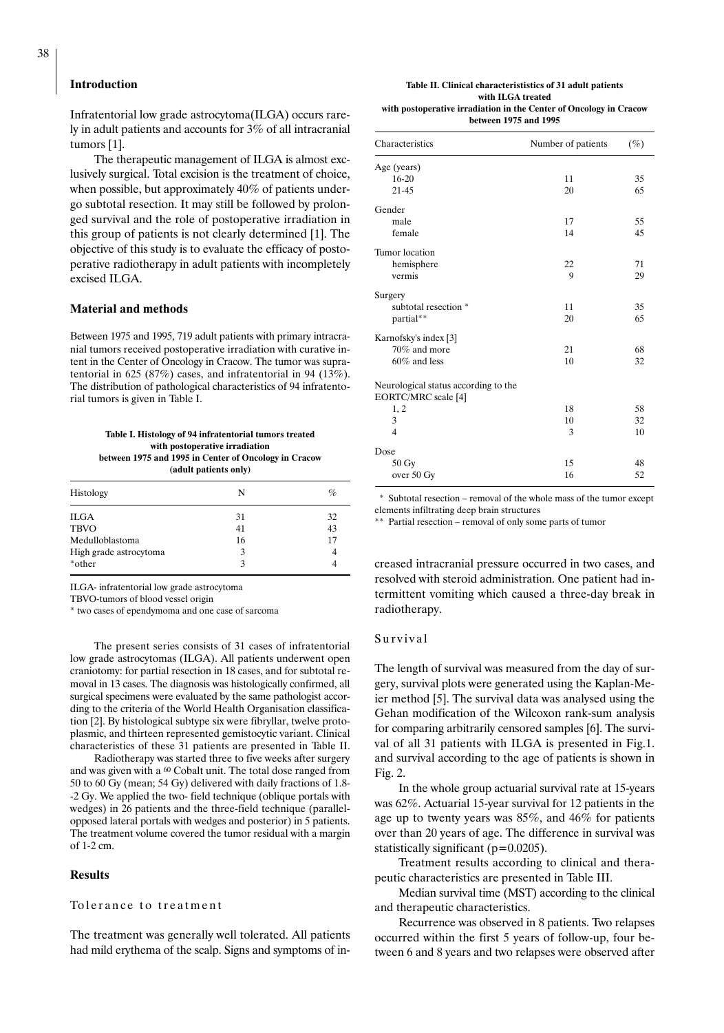## Introduction

Infratentorial low grade astrocytoma(ILGA) occurs rarely in adult patients and accounts for 3% of all intracranial tumors [1].

The therapeutic management of ILGA is almost exclusively surgical. Total excision is the treatment of choice, when possible, but approximately 40% of patients undergo subtotal resection. It may still be followed by prolonged survival and the role of postoperative irradiation in this group of patients is not clearly determined [1]. The objective of this study is to evaluate the efficacy of postoperative radiotherapy in adult patients with incompletely excised ILGA.

## Material and methods

Between 1975 and 1995, 719 adult patients with primary intracranial tumors received postoperative irradiation with curative intent in the Center of Oncology in Cracow. The tumor was supratentorial in 625 (87%) cases, and infratentorial in 94 (13%). The distribution of pathological characteristics of 94 infratentorial tumors is given in Table I.

**Table I. Histology of 94 infratentorial tumors treated with postoperative irradiation between 1975 and 1995 in Center of Oncology in Cracow (adult patients only)**

| Histology | N | % |
|---|---|---|
| ILGA | 31 | 32 |
| TBVO | 41 | 43 |
| Medulloblastoma | 16 | 17 |
| High grade astrocytoma | 3 | 4 |
| *other | 3 | 4 |

ILGA- infratentorial low grade astrocytoma

TBVO-tumors of blood vessel origin

* two cases of ependymoma and one case of sarcoma

The present series consists of 31 cases of infratentorial low grade astrocytomas (ILGA). All patients underwent open craniotomy: for partial resection in 18 cases, and for subtotal removal in 13 cases. The diagnosis was histologically confirmed, all surgical specimens were evaluated by the same pathologist according to the criteria of the World Health Organisation classification [2]. By histological subtype six were fibryllar, twelve protoplasmic, and thirteen represented gemistocytic variant. Clinical characteristics of these 31 patients are presented in Table II.

Radiotherapy was started three to five weeks after surgery and was given with a $^{60}$ Cobalt unit. The total dose ranged from 50 to 60 Gy (mean; 54 Gy) delivered with daily fractions of 1.8-2 Gy. We applied the two- field technique (oblique portals with wedges) in 26 patients and the three-field technique (parallel-opposed lateral portals with wedges and posterior) in 5 patients. The treatment volume covered the tumor residual with a margin of 1-2 cm.

**Table II. Clinical characteristics of 31 adult patients with ILGA treated with postoperative irradiation in the Center of Oncology in Cracow between 1975 and 1995**

| Characteristics | Number of patients | (%) |
|---|---|---|
| Age (years) | | |
| 16-20 | 11 | 35 |
| 21-45 | 20 | 65 |
| Gender | | |
| male | 17 | 55 |
| female | 14 | 45 |
| Tumor location | | |
| hemisphere | 22 | 71 |
| vermis | 9 | 29 |
| Surgery | | |
| subtotal resection * | 11 | 35 |
| partial** | 20 | 65 |
| Karnofsky's index [3] | | |
| 70% and more | 21 | 68 |
| 60% and less | 10 | 32 |
| Neurological status according to the EORTC/MRC scale [4] | | |
| 1, 2 | 18 | 58 |
| 3 | 10 | 32 |
| 4 | 3 | 10 |
| Dose | | |
| 50 Gy | 15 | 48 |
| over 50 Gy | 16 | 52 |

* Subtotal resection – removal of the whole mass of the tumor except elements infiltrating deep brain structures

** Partial resection – removal of only some parts of tumor

## Results

### Tolerance to treatment

The treatment was generally well tolerated. All patients had mild erythema of the scalp. Signs and symptoms of increased intracranial pressure occurred in two cases, and resolved with steroid administration. One patient had intermittent vomiting which caused a three-day break in radiotherapy.

### Survival

The length of survival was measured from the day of surgery, survival plots were generated using the Kaplan-Meier method [5]. The survival data was analysed using the Gehan modification of the Wilcoxon rank-sum analysis for comparing arbitrarily censored samples [6]. The survival of all 31 patients with ILGA is presented in Fig.1. and survival according to the age of patients is shown in Fig. 2.

In the whole group actuarial survival rate at 15-years was 62%. Actuarial 15-year survival for 12 patients in the age up to twenty years was 85%, and 46% for patients over than 20 years of age. The difference in survival was statistically significant ($p=0.0205$).

Treatment results according to clinical and therapeutic characteristics are presented in Table III.

Median survival time (MST) according to the clinical and therapeutic characteristics.

Recurrence was observed in 8 patients. Two relapses occurred within the first 5 years of follow-up, four between 6 and 8 years and two relapses were observed after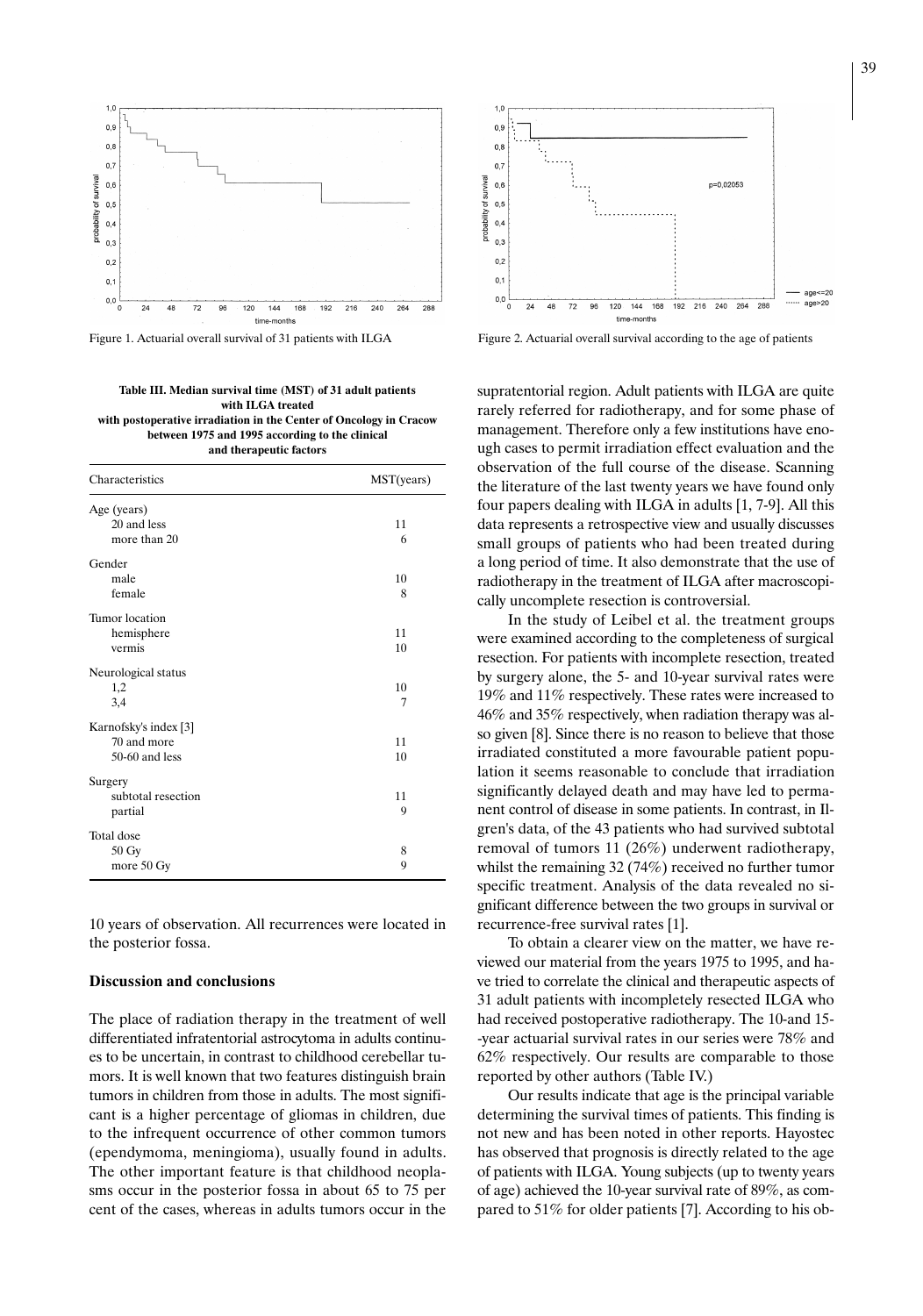Figure 1. Actuarial overall survival of 31 patients with ILGA

Figure 2. Actuarial overall survival according to the age of patients

**Table III. Median survival time (MST) of 31 adult patients with ILGA treated with postoperative irradiation in the Center of Oncology in Cracow between 1975 and 1995 according to the clinical and therapeutic factors**

| Characteristics | MST(years) |
|---|---|
| Age (years) | |
| 20 and less | 11 |
| more than 20 | 6 |
| Gender | |
| male | 10 |
| female | 8 |
| Tumor location | |
| hemisphere | 11 |
| vermis | 10 |
| Neurological status | |
| 1,2 | 10 |
| 3,4 | 7 |
| Karnofsky's index [3] | |
| 70 and more | 11 |
| 50-60 and less | 10 |
| Surgery | |
| subtotal resection | 11 |
| partial | 9 |
| Total dose | |
| 50 Gy | 8 |
| more 50 Gy | 9 |

10 years of observation. All recurrences were located in the posterior fossa.

## Discussion and conclusions

The place of radiation therapy in the treatment of well differentiated infratentorial astrocytoma in adults continues to be uncertain, in contrast to childhood cerebellar tumors. It is well known that two features distinguish brain tumors in children from those in adults. The most significant is a higher percentage of gliomas in children, due to the infrequent occurrence of other common tumors (ependymoma, meningioma), usually found in adults. The other important feature is that childhood neoplasms occur in the posterior fossa in about 65 to 75 per cent of the cases, whereas in adults tumors occur in the supratentorial region. Adult patients with ILGA are quite rarely referred for radiotherapy, and for some phase of management. Therefore only a few institutions have enough cases to permit irradiation effect evaluation and the observation of the full course of the disease. Scanning the literature of the last twenty years we have found only four papers dealing with ILGA in adults [1, 7-9]. All this data represents a retrospective view and usually discusses small groups of patients who had been treated during a long period of time. It also demonstrate that the use of radiotherapy in the treatment of ILGA after macroscopically uncomplete resection is controversial.

In the study of Leibel et al. the treatment groups were examined according to the completeness of surgical resection. For patients with incomplete resection, treated by surgery alone, the 5- and 10-year survival rates were 19% and 11% respectively. These rates were increased to 46% and 35% respectively, when radiation therapy was also given [8]. Since there is no reason to believe that those irradiated constituted a more favourable patient population it seems reasonable to conclude that irradiation significantly delayed death and may have led to permanent control of disease in some patients. In contrast, in Ilgren's data, of the 43 patients who had survived subtotal removal of tumors 11 (26%) underwent radiotherapy, whilst the remaining 32 (74%) received no further tumor specific treatment. Analysis of the data revealed no significant difference between the two groups in survival or recurrence-free survival rates [1].

To obtain a clearer view on the matter, we have reviewed our material from the years 1975 to 1995, and have tried to correlate the clinical and therapeutic aspects of 31 adult patients with incompletely resected ILGA who had received postoperative radiotherapy. The 10-and 15-year actuarial survival rates in our series were 78% and 62% respectively. Our results are comparable to those reported by other authors (Table IV.)

Our results indicate that age is the principal variable determining the survival times of patients. This finding is not new and has been noted in other reports. Hayostec has observed that prognosis is directly related to the age of patients with ILGA. Young subjects (up to twenty years of age) achieved the 10-year survival rate of 89%, as compared to 51% for older patients [7]. According to his ob-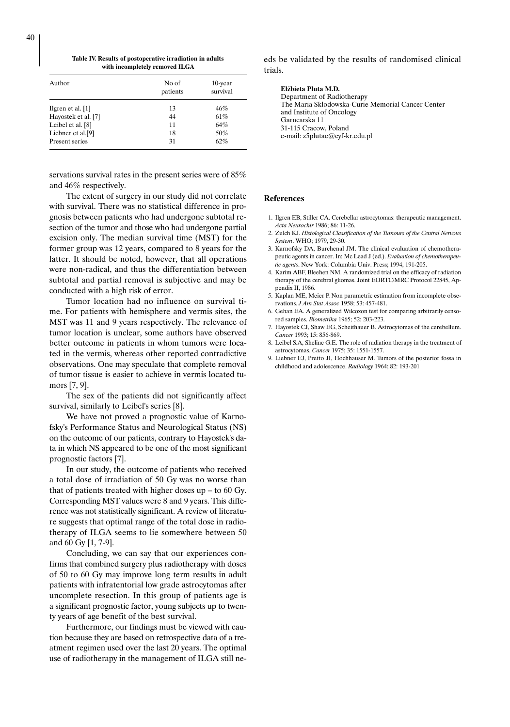**Table IV. Results of postoperative irradiation in adults with incompletely removed ILGA**

| Author | No of patients | 10-year survival |
|---|---|---|
| Ilgren et al. [1] | 13 | 46% |
| Hayostek et al. [7] | 44 | 61% |
| Leibel et al. [8] | 11 | 64% |
| Liebner et al.[9] | 18 | 50% |
| Present series | 31 | 62% |

servations survival rates in the present series were of 85% and 46% respectively.

The extent of surgery in our study did not correlate with survival. There was no statistical difference in prognosis between patients who had undergone subtotal resection of the tumor and those who had undergone partial excision only. The median survival time (MST) for the former group was 12 years, compared to 8 years for the latter. It should be noted, however, that all operations were non-radical, and thus the differentiation between subtotal and partial removal is subjective and may be conducted with a high risk of error.

Tumor location had no influence on survival time. For patients with hemisphere and vermis sites, the MST was 11 and 9 years respectively. The relevance of tumor location is unclear, some authors have observed better outcome in patients in whom tumors were located in the vermis, whereas other reported contradictive observations. One may speculate that complete removal of tumor tissue is easier to achieve in vermis located tumors [7, 9].

The sex of the patients did not significantly affect survival, similarly to Leibel's series [8].

We have not proved a prognostic value of Karnofsky's Performance Status and Neurological Status (NS) on the outcome of our patients, contrary to Hayostek's data in which NS appeared to be one of the most significant prognostic factors [7].

In our study, the outcome of patients who received a total dose of irradiation of 50 Gy was no worse than that of patients treated with higher doses up – to 60 Gy. Corresponding MST values were 8 and 9 years. This difference was not statistically significant. A review of literature suggests that optimal range of the total dose in radiotherapy of ILGA seems to lie somewhere between 50 and 60 Gy [1, 7-9].

Concluding, we can say that our experiences confirms that combined surgery plus radiotherapy with doses of 50 to 60 Gy may improve long term results in adult patients with infratentorial low grade astrocytomas after uncomplete resection. In this group of patients age is a significant prognostic factor, young subjects up to twenty years of age benefit of the best survival.

Furthermore, our findings must be viewed with caution because they are based on retrospective data of a treatment regimen used over the last 20 years. The optimal use of radiotherapy in the management of ILGA still needs be validated by the results of randomised clinical trials.

**Elżbieta Pluta M.D.**
Department of Radiotherapy
The Maria Skłodowska-Curie Memorial Cancer Center
and Institute of Oncology
Garncarska 11
31-115 Cracow, Poland
e-mail: z5plutae@cyf-kr.edu.pl

## References

1. Ilgren EB, Stiller CA. Cerebellar astrocytomas: therapeutic management. *Acta Neurochir* 1986; 86: 11-26.
2. Zulch KJ. *Histological Classification of the Tumours of the Central Nervous System*. WHO; 1979, 29-30.
3. Karnofsky DA, Burchenal JM. The clinical evaluation of chemotherapeutic agents in cancer. In: Mc Lead J (ed.). *Evaluation of chemotherapeutic agents*. New York: Columbia Univ. Press; 1994, 191-205.
4. Karim ABF, Bleehen NM. A randomized trial on the efficacy of radiation therapy of the cerebral gliomas. Joint EORTC/MRC Protocol 22845, Appendix II, 1986.
5. Kaplan ME, Meier P. Non parametric estimation from incomplete observations. *J Am Stat Assoc* 1958; 53: 457-481.
6. Gehan EA. A generalized Wilcoxon test for comparing arbitrarily censored samples. *Biometrika* 1965; 52: 203-223.
7. Hayostek CJ, Shaw EG, Scheithauer B. Astrocytomas of the cerebellum. *Cancer* 1993; 15: 856-869.
8. Leibel S.A, Sheline G.E. The role of radiation therapy in the treatment of astrocytomas. *Cancer* 1975; 35: 1551-1557.
9. Liebner EJ, Pretto JI, Hochhauser M. Tumors of the posterior fossa in childhood and adolescence. *Radiology* 1964; 82: 193-201